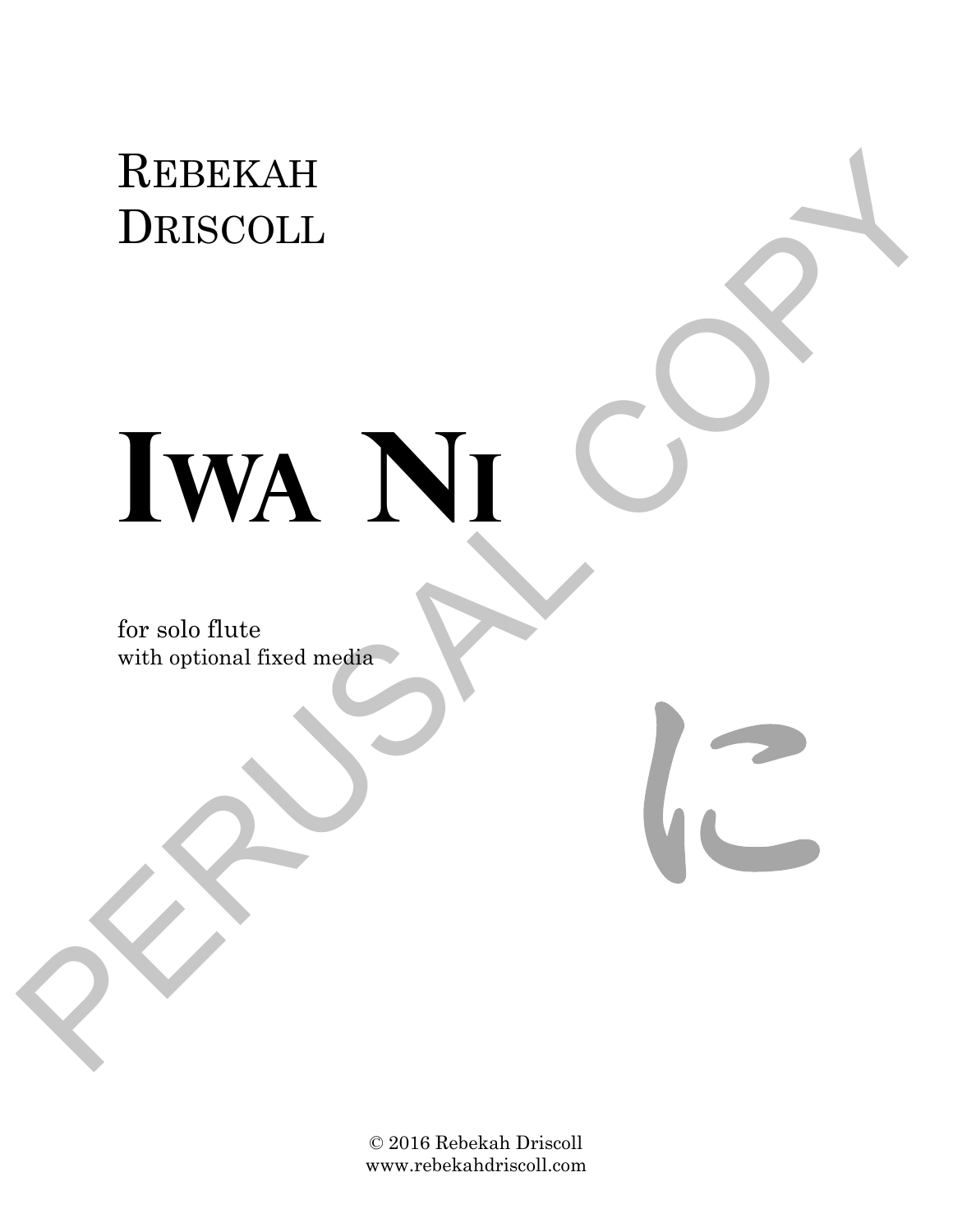Rebekah
Driscoll

# Iwa Ni

for solo flute
with optional fixed media

に

© 2016 Rebekah Driscoll
www.rebekahdriscoll.com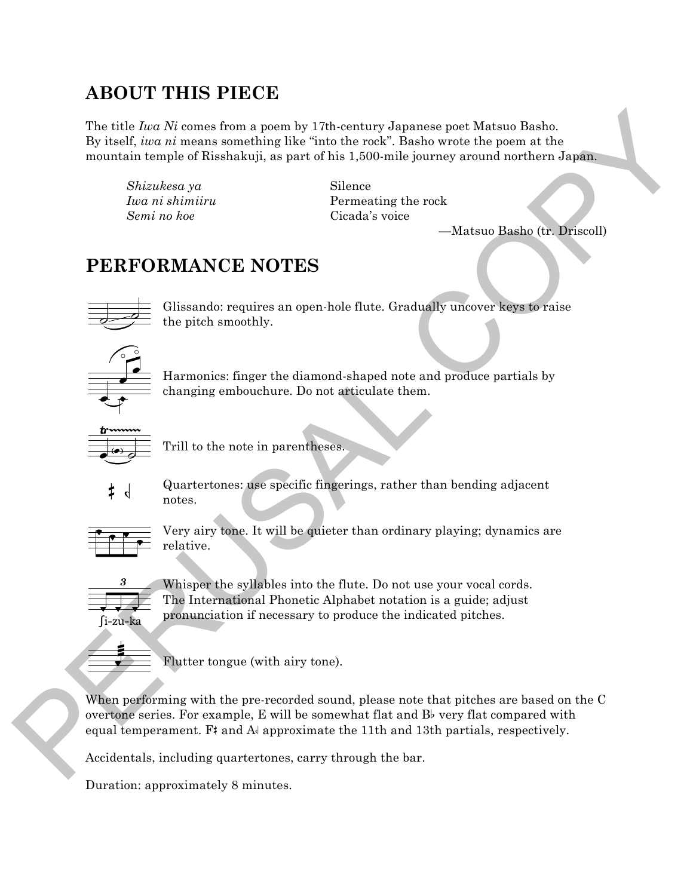## ABOUT THIS PIECE

The title *Iwa Ni* comes from a poem by 17th-century Japanese poet Matsuo Basho. By itself, *iwa ni* means something like "into the rock". Basho wrote the poem at the mountain temple of Risshakuji, as part of his 1,500-mile journey around northern Japan.

| | |
|---|---|
| *Shizukesa ya* | Silence |
| *Iwa ni shimiiru* | Permeating the rock |
| *Semi no koe* | Cicada's voice |

—Matsuo Basho (tr. Driscoll)

## PERFORMANCE NOTES

Glissando: requires an open-hole flute. Gradually uncover keys to raise the pitch smoothly.

Harmonics: finger the diamond-shaped note and produce partials by changing embouchure. Do not articulate them.

Trill to the note in parentheses.

Quartertones: use specific fingerings, rather than bending adjacent notes.

Very airy tone. It will be quieter than ordinary playing; dynamics are relative.

Whisper the syllables into the flute. Do not use your vocal cords. The International Phonetic Alphabet notation is a guide; adjust pronunciation if necessary to produce the indicated pitches.

Flutter tongue (with airy tone).

When performing with the pre-recorded sound, please note that pitches are based on the C overtone series. For example, E will be somewhat flat and B♭ very flat compared with equal temperament. F𝄲 and A𝄳 approximate the 11th and 13th partials, respectively.

Accidentals, including quartertones, carry through the bar.

Duration: approximately 8 minutes.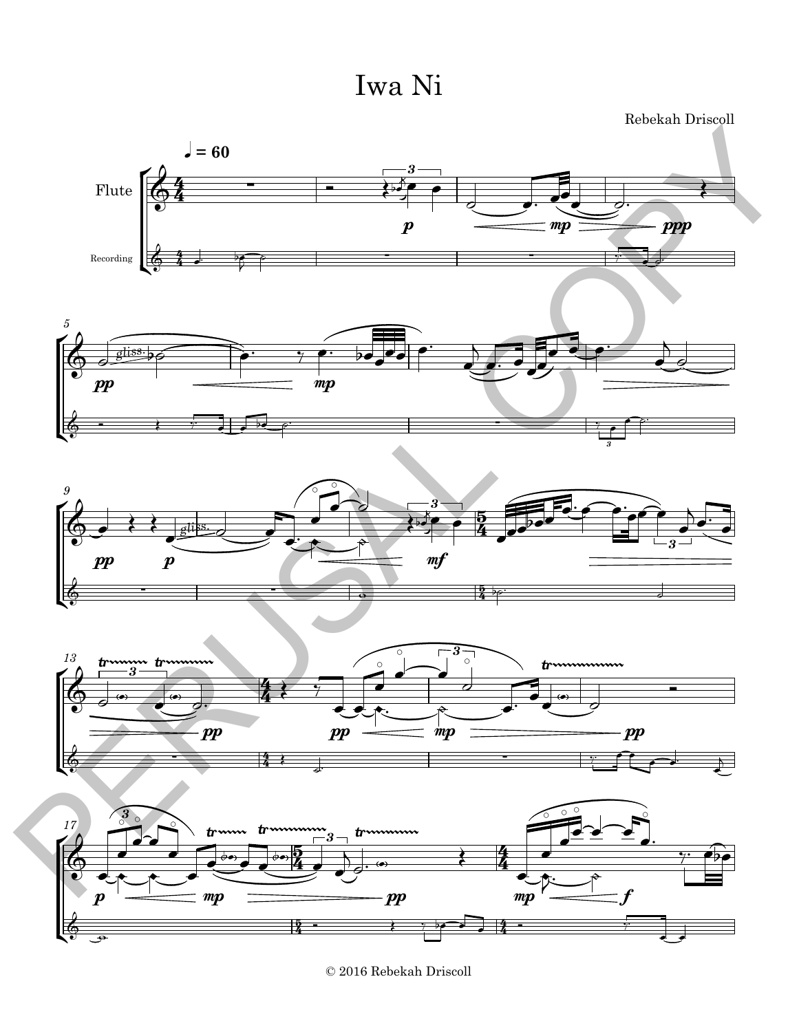# Iwa Ni

Rebekah Driscoll

© 2016 Rebekah Driscoll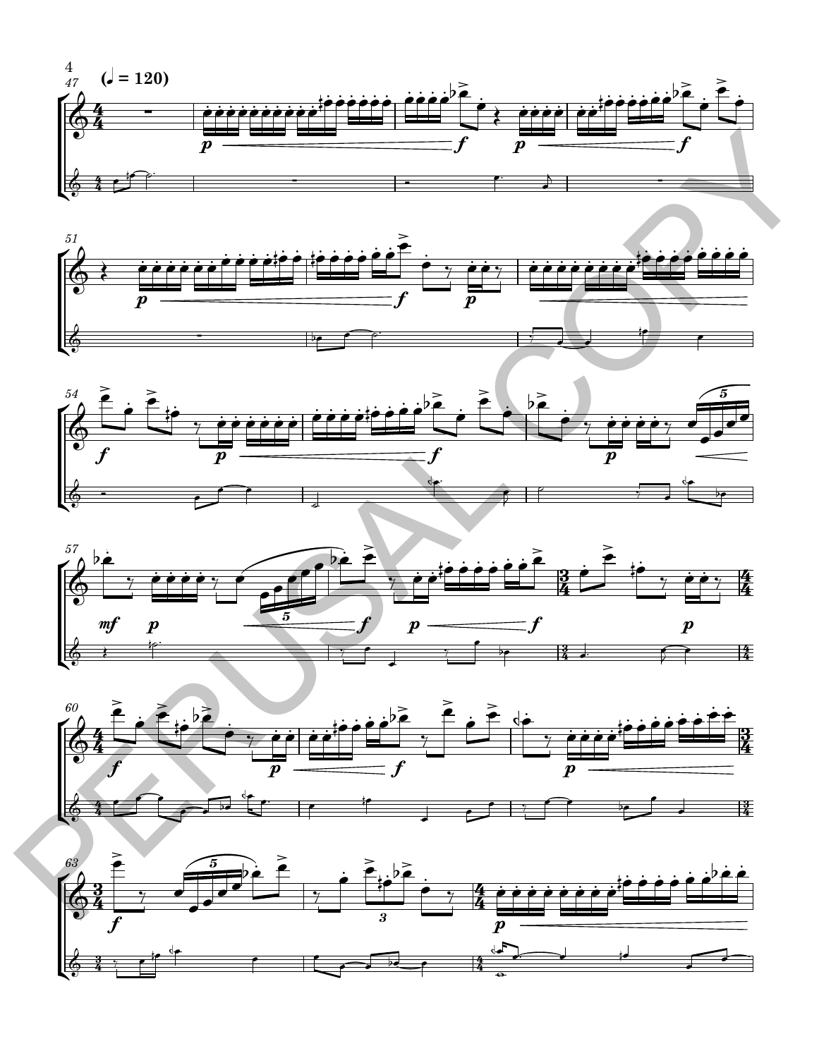(♩ = 120)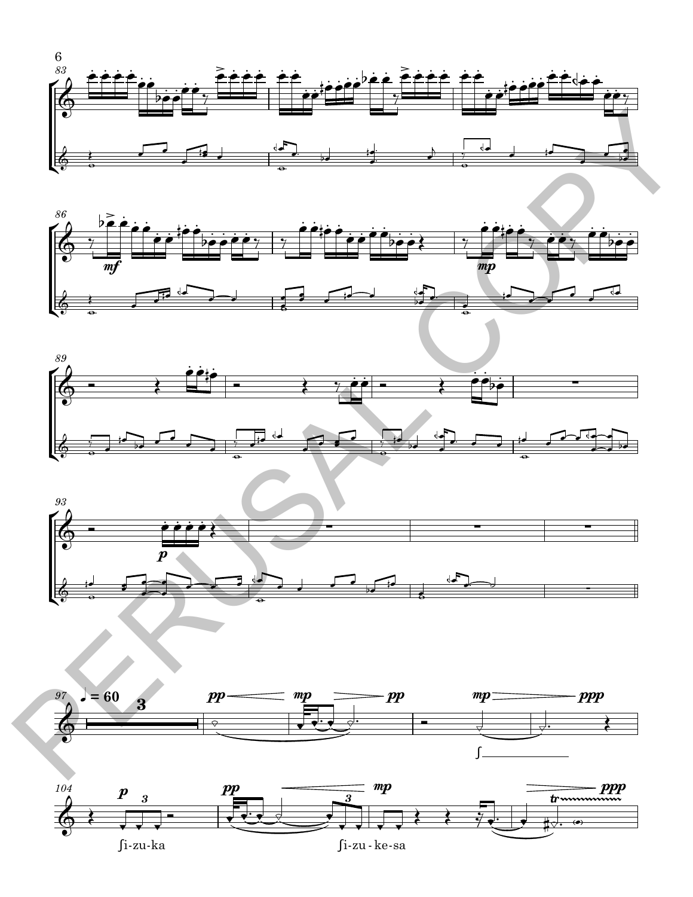♩ = 60

ʃi-zu-ka

ʃi-zu-ke-sa

PERUSAL COPY